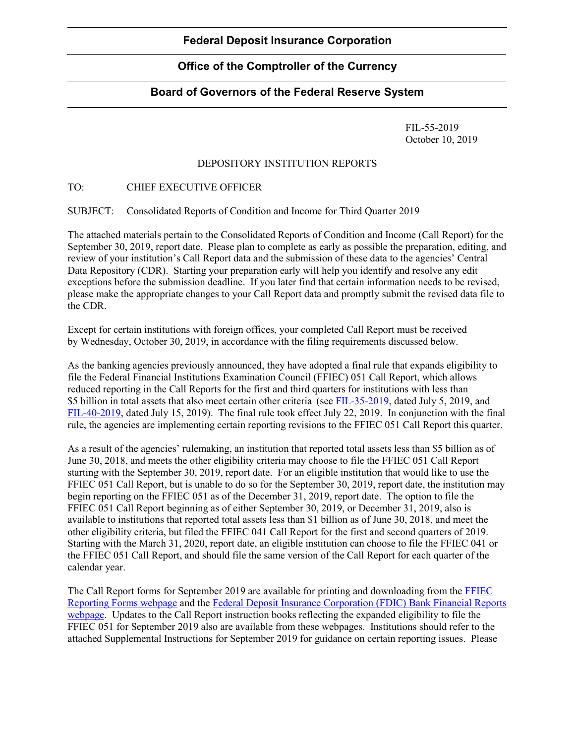**Federal Deposit Insurance Corporation**

**Office of the Comptroller of the Currency**

**Board of Governors of the Federal Reserve System**

FIL-55-2019
October 10, 2019

DEPOSITORY INSTITUTION REPORTS

TO: CHIEF EXECUTIVE OFFICER

SUBJECT: Consolidated Reports of Condition and Income for Third Quarter 2019

The attached materials pertain to the Consolidated Reports of Condition and Income (Call Report) for the September 30, 2019, report date. Please plan to complete as early as possible the preparation, editing, and review of your institution's Call Report data and the submission of these data to the agencies' Central Data Repository (CDR). Starting your preparation early will help you identify and resolve any edit exceptions before the submission deadline. If you later find that certain information needs to be revised, please make the appropriate changes to your Call Report data and promptly submit the revised data file to the CDR.

Except for certain institutions with foreign offices, your completed Call Report must be received by Wednesday, October 30, 2019, in accordance with the filing requirements discussed below.

As the banking agencies previously announced, they have adopted a final rule that expands eligibility to file the Federal Financial Institutions Examination Council (FFIEC) 051 Call Report, which allows reduced reporting in the Call Reports for the first and third quarters for institutions with less than $5 billion in total assets that also meet certain other criteria (see FIL-35-2019, dated July 5, 2019, and FIL-40-2019, dated July 15, 2019). The final rule took effect July 22, 2019. In conjunction with the final rule, the agencies are implementing certain reporting revisions to the FFIEC 051 Call Report this quarter.

As a result of the agencies' rulemaking, an institution that reported total assets less than $5 billion as of June 30, 2018, and meets the other eligibility criteria may choose to file the FFIEC 051 Call Report starting with the September 30, 2019, report date. For an eligible institution that would like to use the FFIEC 051 Call Report, but is unable to do so for the September 30, 2019, report date, the institution may begin reporting on the FFIEC 051 as of the December 31, 2019, report date. The option to file the FFIEC 051 Call Report beginning as of either September 30, 2019, or December 31, 2019, also is available to institutions that reported total assets less than $1 billion as of June 30, 2018, and meet the other eligibility criteria, but filed the FFIEC 041 Call Report for the first and second quarters of 2019. Starting with the March 31, 2020, report date, an eligible institution can choose to file the FFIEC 041 or the FFIEC 051 Call Report, and should file the same version of the Call Report for each quarter of the calendar year.

The Call Report forms for September 2019 are available for printing and downloading from the FFIEC Reporting Forms webpage and the Federal Deposit Insurance Corporation (FDIC) Bank Financial Reports webpage. Updates to the Call Report instruction books reflecting the expanded eligibility to file the FFIEC 051 for September 2019 also are available from these webpages. Institutions should refer to the attached Supplemental Instructions for September 2019 for guidance on certain reporting issues. Please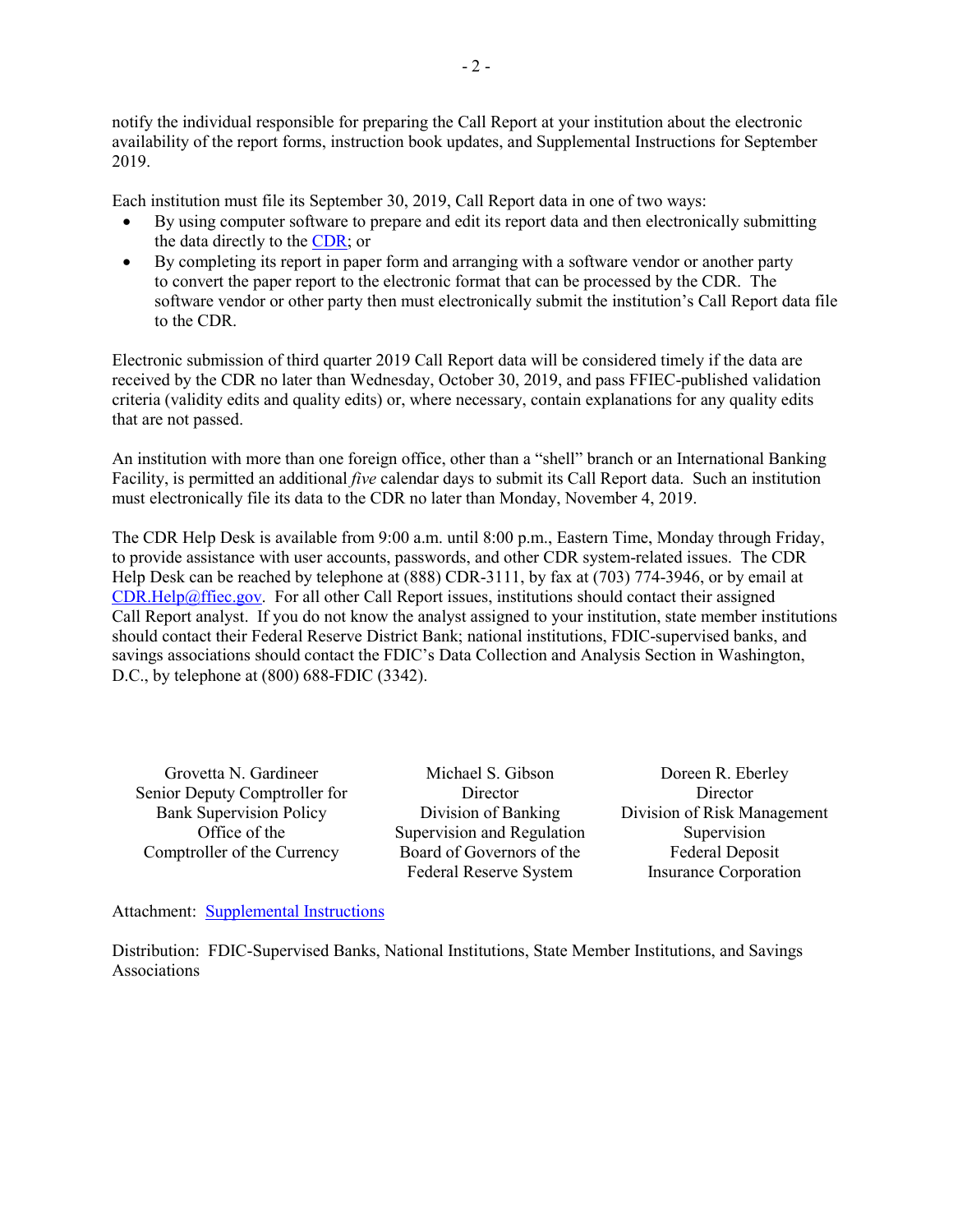notify the individual responsible for preparing the Call Report at your institution about the electronic availability of the report forms, instruction book updates, and Supplemental Instructions for September 2019.

Each institution must file its September 30, 2019, Call Report data in one of two ways:

- By using computer software to prepare and edit its report data and then electronically submitting the data directly to the CDR; or
- By completing its report in paper form and arranging with a software vendor or another party to convert the paper report to the electronic format that can be processed by the CDR. The software vendor or other party then must electronically submit the institution's Call Report data file to the CDR.

Electronic submission of third quarter 2019 Call Report data will be considered timely if the data are received by the CDR no later than Wednesday, October 30, 2019, and pass FFIEC-published validation criteria (validity edits and quality edits) or, where necessary, contain explanations for any quality edits that are not passed.

An institution with more than one foreign office, other than a "shell" branch or an International Banking Facility, is permitted an additional *five* calendar days to submit its Call Report data. Such an institution must electronically file its data to the CDR no later than Monday, November 4, 2019.

The CDR Help Desk is available from 9:00 a.m. until 8:00 p.m., Eastern Time, Monday through Friday, to provide assistance with user accounts, passwords, and other CDR system-related issues. The CDR Help Desk can be reached by telephone at (888) CDR-3111, by fax at (703) 774-3946, or by email at CDR.Help@ffiec.gov. For all other Call Report issues, institutions should contact their assigned Call Report analyst. If you do not know the analyst assigned to your institution, state member institutions should contact their Federal Reserve District Bank; national institutions, FDIC-supervised banks, and savings associations should contact the FDIC's Data Collection and Analysis Section in Washington, D.C., by telephone at (800) 688-FDIC (3342).

Grovetta N. Gardineer
Senior Deputy Comptroller for
Bank Supervision Policy
Office of the
Comptroller of the Currency

Michael S. Gibson
Director
Division of Banking
Supervision and Regulation
Board of Governors of the
Federal Reserve System

Doreen R. Eberley
Director
Division of Risk Management
Supervision
Federal Deposit
Insurance Corporation

Attachment: Supplemental Instructions

Distribution: FDIC-Supervised Banks, National Institutions, State Member Institutions, and Savings Associations